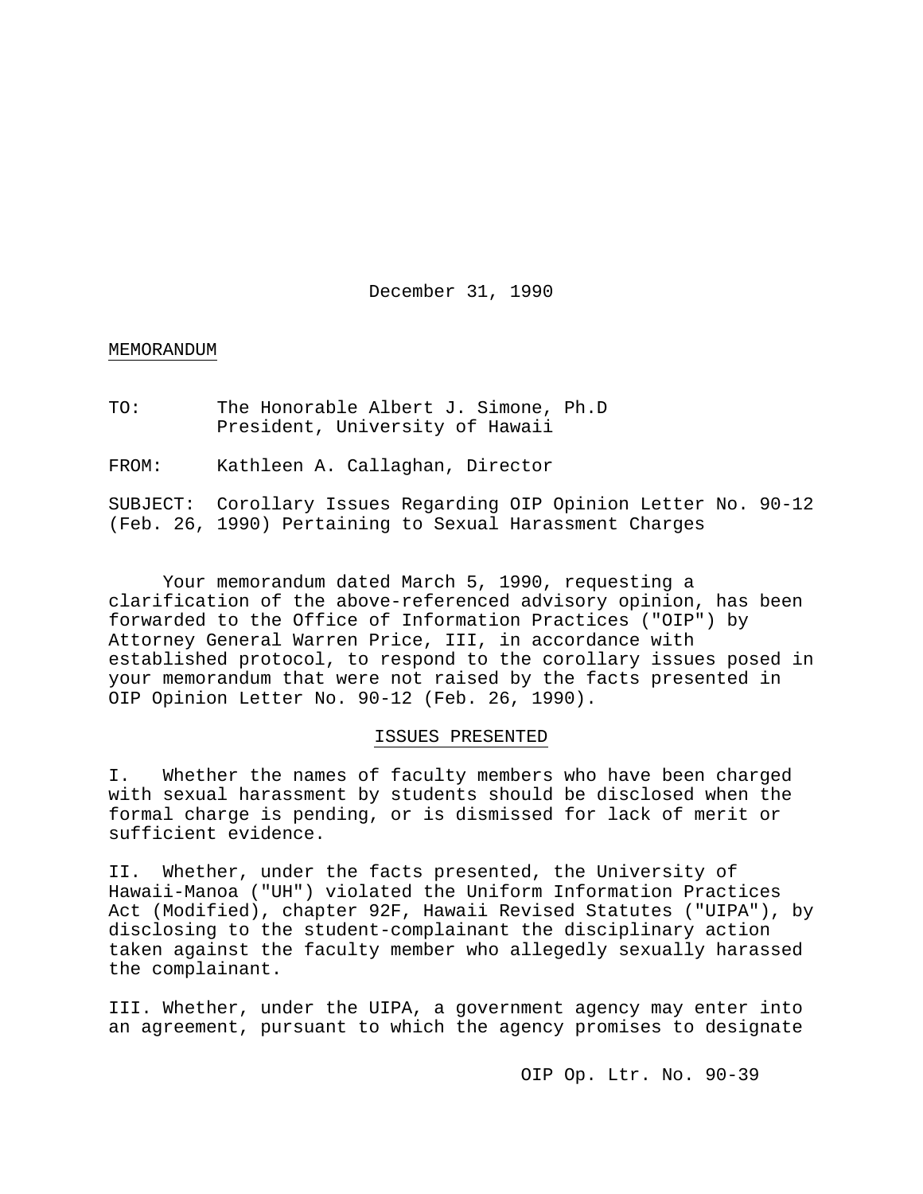December 31, 1990

MEMORANDUM

TO: The Honorable Albert J. Simone, Ph.D
President, University of Hawaii

FROM: Kathleen A. Callaghan, Director

SUBJECT: Corollary Issues Regarding OIP Opinion Letter No. 90-12 (Feb. 26, 1990) Pertaining to Sexual Harassment Charges

Your memorandum dated March 5, 1990, requesting a clarification of the above-referenced advisory opinion, has been forwarded to the Office of Information Practices ("OIP") by Attorney General Warren Price, III, in accordance with established protocol, to respond to the corollary issues posed in your memorandum that were not raised by the facts presented in OIP Opinion Letter No. 90-12 (Feb. 26, 1990).

## ISSUES PRESENTED

I. Whether the names of faculty members who have been charged with sexual harassment by students should be disclosed when the formal charge is pending, or is dismissed for lack of merit or sufficient evidence.

II. Whether, under the facts presented, the University of Hawaii-Manoa ("UH") violated the Uniform Information Practices Act (Modified), chapter 92F, Hawaii Revised Statutes ("UIPA"), by disclosing to the student-complainant the disciplinary action taken against the faculty member who allegedly sexually harassed the complainant.

III. Whether, under the UIPA, a government agency may enter into an agreement, pursuant to which the agency promises to designate

OIP Op. Ltr. No. 90-39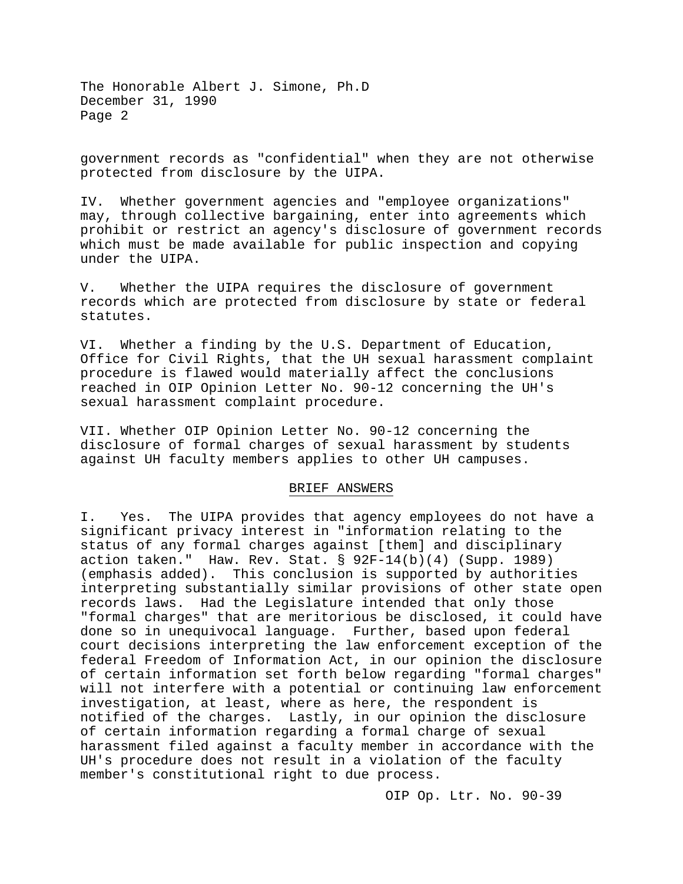government records as "confidential" when they are not otherwise protected from disclosure by the UIPA.

IV. Whether government agencies and "employee organizations" may, through collective bargaining, enter into agreements which prohibit or restrict an agency's disclosure of government records which must be made available for public inspection and copying under the UIPA.

V. Whether the UIPA requires the disclosure of government records which are protected from disclosure by state or federal statutes.

VI. Whether a finding by the U.S. Department of Education, Office for Civil Rights, that the UH sexual harassment complaint procedure is flawed would materially affect the conclusions reached in OIP Opinion Letter No. 90-12 concerning the UH's sexual harassment complaint procedure.

VII. Whether OIP Opinion Letter No. 90-12 concerning the disclosure of formal charges of sexual harassment by students against UH faculty members applies to other UH campuses.

## BRIEF ANSWERS

I. Yes. The UIPA provides that agency employees do not have a significant privacy interest in "information relating to the status of any formal charges against [them] and disciplinary action taken." Haw. Rev. Stat. § 92F-14(b)(4) (Supp. 1989) (emphasis added). This conclusion is supported by authorities interpreting substantially similar provisions of other state open records laws. Had the Legislature intended that only those "formal charges" that are meritorious be disclosed, it could have done so in unequivocal language. Further, based upon federal court decisions interpreting the law enforcement exception of the federal Freedom of Information Act, in our opinion the disclosure of certain information set forth below regarding "formal charges" will not interfere with a potential or continuing law enforcement investigation, at least, where as here, the respondent is notified of the charges. Lastly, in our opinion the disclosure of certain information regarding a formal charge of sexual harassment filed against a faculty member in accordance with the UH's procedure does not result in a violation of the faculty member's constitutional right to due process.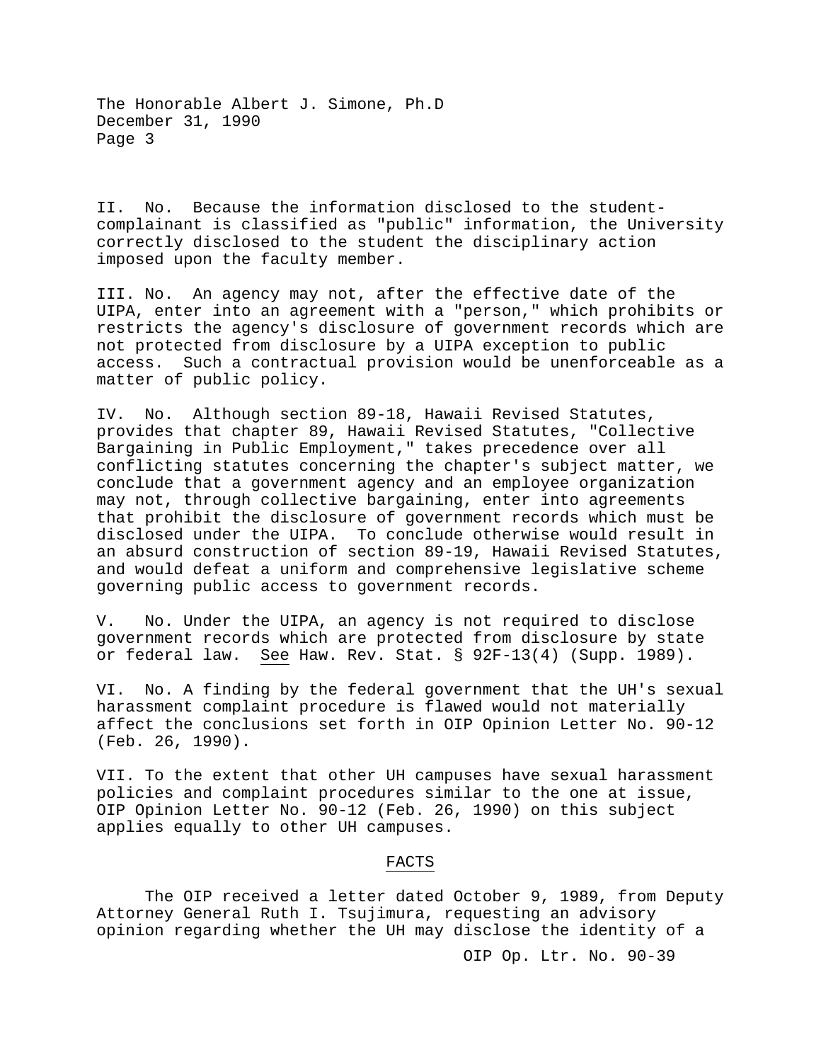II. No. Because the information disclosed to the student-complainant is classified as "public" information, the University correctly disclosed to the student the disciplinary action imposed upon the faculty member.

III. No. An agency may not, after the effective date of the UIPA, enter into an agreement with a "person," which prohibits or restricts the agency's disclosure of government records which are not protected from disclosure by a UIPA exception to public access. Such a contractual provision would be unenforceable as a matter of public policy.

IV. No. Although section 89-18, Hawaii Revised Statutes, provides that chapter 89, Hawaii Revised Statutes, "Collective Bargaining in Public Employment," takes precedence over all conflicting statutes concerning the chapter's subject matter, we conclude that a government agency and an employee organization may not, through collective bargaining, enter into agreements that prohibit the disclosure of government records which must be disclosed under the UIPA. To conclude otherwise would result in an absurd construction of section 89-19, Hawaii Revised Statutes, and would defeat a uniform and comprehensive legislative scheme governing public access to government records.

V. No. Under the UIPA, an agency is not required to disclose government records which are protected from disclosure by state or federal law. See Haw. Rev. Stat. § 92F-13(4) (Supp. 1989).

VI. No. A finding by the federal government that the UH's sexual harassment complaint procedure is flawed would not materially affect the conclusions set forth in OIP Opinion Letter No. 90-12 (Feb. 26, 1990).

VII. To the extent that other UH campuses have sexual harassment policies and complaint procedures similar to the one at issue, OIP Opinion Letter No. 90-12 (Feb. 26, 1990) on this subject applies equally to other UH campuses.

## FACTS

The OIP received a letter dated October 9, 1989, from Deputy Attorney General Ruth I. Tsujimura, requesting an advisory opinion regarding whether the UH may disclose the identity of a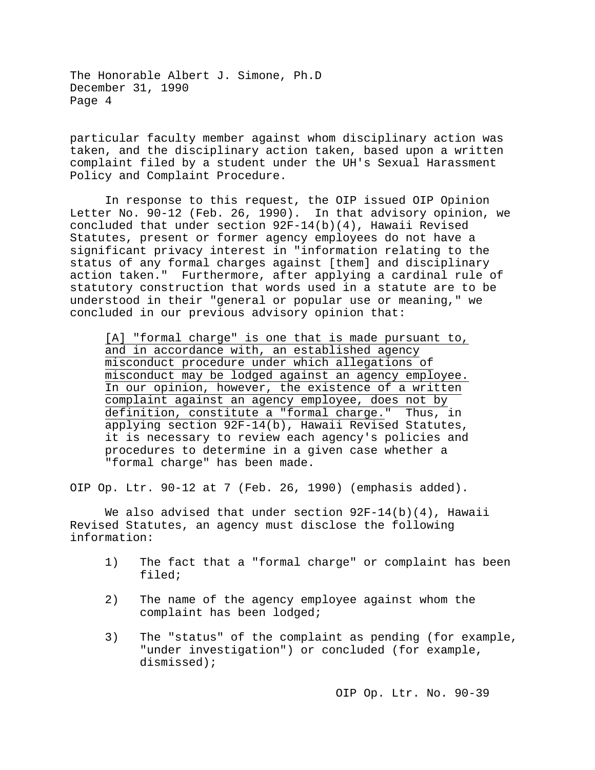particular faculty member against whom disciplinary action was taken, and the disciplinary action taken, based upon a written complaint filed by a student under the UH's Sexual Harassment Policy and Complaint Procedure.

In response to this request, the OIP issued OIP Opinion Letter No. 90-12 (Feb. 26, 1990). In that advisory opinion, we concluded that under section 92F-14(b)(4), Hawaii Revised Statutes, present or former agency employees do not have a significant privacy interest in "information relating to the status of any formal charges against [them] and disciplinary action taken." Furthermore, after applying a cardinal rule of statutory construction that words used in a statute are to be understood in their "general or popular use or meaning," we concluded in our previous advisory opinion that:

> <u>[A] "formal charge" is one that is made pursuant to, and in accordance with, an established agency misconduct procedure under which allegations of misconduct may be lodged against an agency employee. In our opinion, however, the existence of a written complaint against an agency employee, does not by definition, constitute a "formal charge."</u> Thus, in applying section 92F-14(b), Hawaii Revised Statutes, it is necessary to review each agency's policies and procedures to determine in a given case whether a "formal charge" has been made.

OIP Op. Ltr. 90-12 at 7 (Feb. 26, 1990) (emphasis added).

We also advised that under section 92F-14(b)(4), Hawaii Revised Statutes, an agency must disclose the following information:

1) The fact that a "formal charge" or complaint has been filed;

2) The name of the agency employee against whom the complaint has been lodged;

3) The "status" of the complaint as pending (for example, "under investigation") or concluded (for example, dismissed);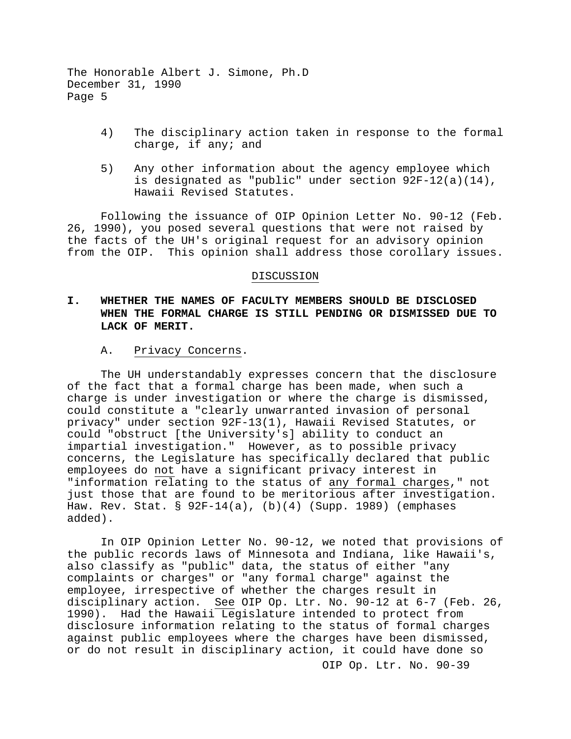4) The disciplinary action taken in response to the formal charge, if any; and

5) Any other information about the agency employee which is designated as "public" under section 92F-12(a)(14), Hawaii Revised Statutes.

Following the issuance of OIP Opinion Letter No. 90-12 (Feb. 26, 1990), you posed several questions that were not raised by the facts of the UH's original request for an advisory opinion from the OIP. This opinion shall address those corollary issues.

## DISCUSSION

### I. WHETHER THE NAMES OF FACULTY MEMBERS SHOULD BE DISCLOSED WHEN THE FORMAL CHARGE IS STILL PENDING OR DISMISSED DUE TO LACK OF MERIT.

#### A. Privacy Concerns.

The UH understandably expresses concern that the disclosure of the fact that a formal charge has been made, when such a charge is under investigation or where the charge is dismissed, could constitute a "clearly unwarranted invasion of personal privacy" under section 92F-13(1), Hawaii Revised Statutes, or could "obstruct [the University's] ability to conduct an impartial investigation." However, as to possible privacy concerns, the Legislature has specifically declared that public employees do not have a significant privacy interest in "information relating to the status of any formal charges," not just those that are found to be meritorious after investigation. Haw. Rev. Stat. § 92F-14(a), (b)(4) (Supp. 1989) (emphases added).

In OIP Opinion Letter No. 90-12, we noted that provisions of the public records laws of Minnesota and Indiana, like Hawaii's, also classify as "public" data, the status of either "any complaints or charges" or "any formal charge" against the employee, irrespective of whether the charges result in disciplinary action. See OIP Op. Ltr. No. 90-12 at 6-7 (Feb. 26, 1990). Had the Hawaii Legislature intended to protect from disclosure information relating to the status of formal charges against public employees where the charges have been dismissed, or do not result in disciplinary action, it could have done so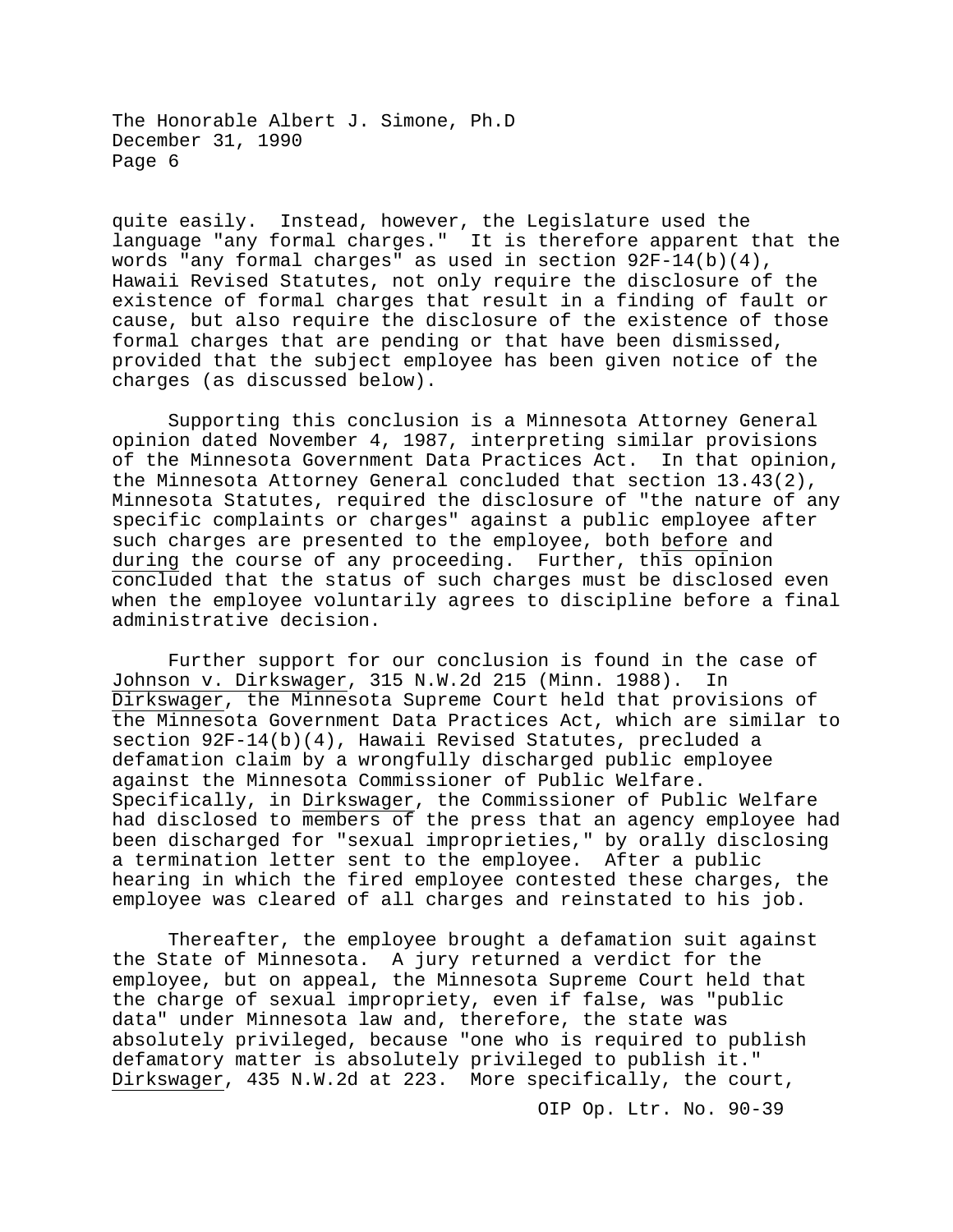quite easily. Instead, however, the Legislature used the language "any formal charges." It is therefore apparent that the words "any formal charges" as used in section 92F-14(b)(4), Hawaii Revised Statutes, not only require the disclosure of the existence of formal charges that result in a finding of fault or cause, but also require the disclosure of the existence of those formal charges that are pending or that have been dismissed, provided that the subject employee has been given notice of the charges (as discussed below).

Supporting this conclusion is a Minnesota Attorney General opinion dated November 4, 1987, interpreting similar provisions of the Minnesota Government Data Practices Act. In that opinion, the Minnesota Attorney General concluded that section 13.43(2), Minnesota Statutes, required the disclosure of "the nature of any specific complaints or charges" against a public employee after such charges are presented to the employee, both _before_ and _during_ the course of any proceeding. Further, this opinion concluded that the status of such charges must be disclosed even when the employee voluntarily agrees to discipline before a final administrative decision.

Further support for our conclusion is found in the case of _Johnson v. Dirkswager_, 315 N.W.2d 215 (Minn. 1988). In _Dirkswager_, the Minnesota Supreme Court held that provisions of the Minnesota Government Data Practices Act, which are similar to section 92F-14(b)(4), Hawaii Revised Statutes, precluded a defamation claim by a wrongfully discharged public employee against the Minnesota Commissioner of Public Welfare. Specifically, in _Dirkswager_, the Commissioner of Public Welfare had disclosed to members of the press that an agency employee had been discharged for "sexual improprieties," by orally disclosing a termination letter sent to the employee. After a public hearing in which the fired employee contested these charges, the employee was cleared of all charges and reinstated to his job.

Thereafter, the employee brought a defamation suit against the State of Minnesota. A jury returned a verdict for the employee, but on appeal, the Minnesota Supreme Court held that the charge of sexual impropriety, even if false, was "public data" under Minnesota law and, therefore, the state was absolutely privileged, because "one who is required to publish defamatory matter is absolutely privileged to publish it." _Dirkswager_, 435 N.W.2d at 223. More specifically, the court,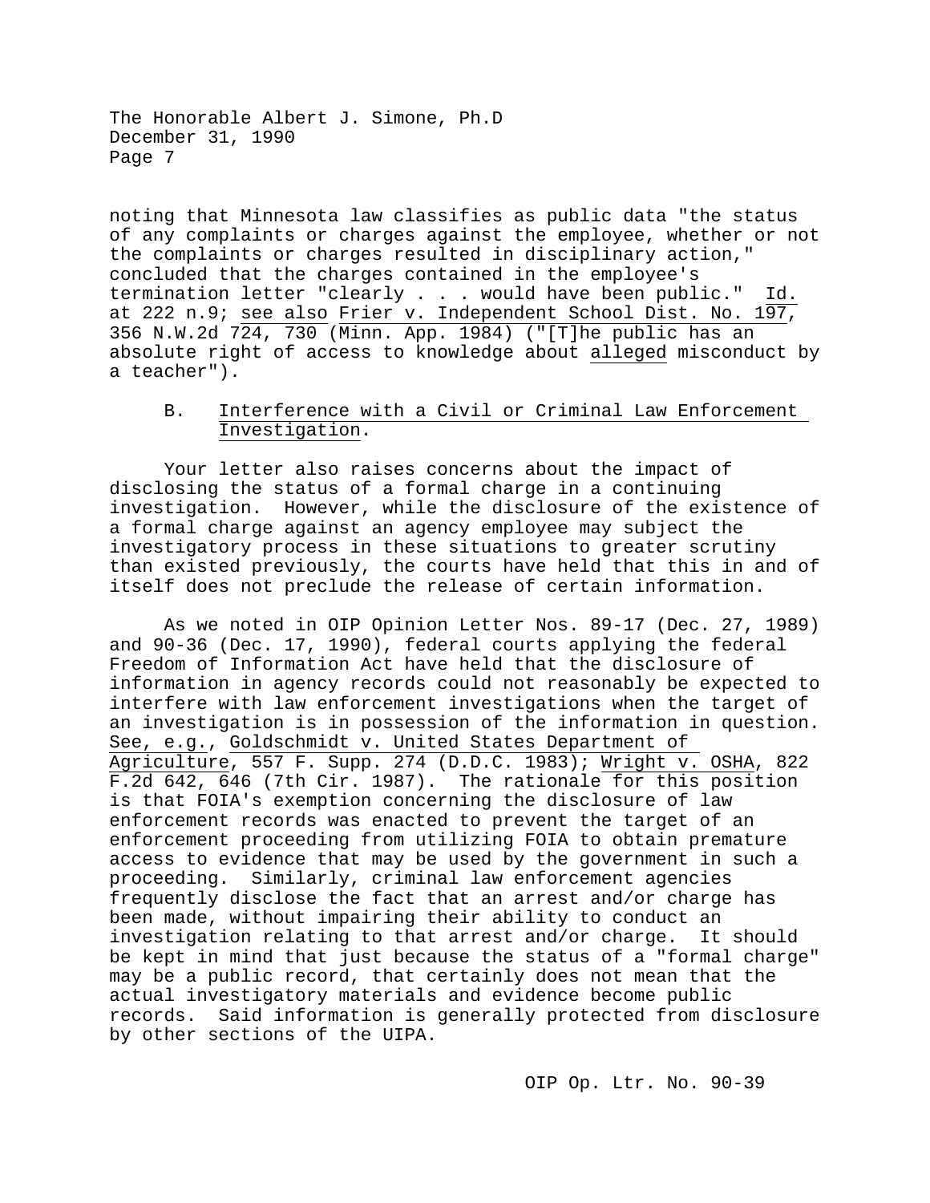noting that Minnesota law classifies as public data "the status of any complaints or charges against the employee, whether or not the complaints or charges resulted in disciplinary action," concluded that the charges contained in the employee's termination letter "clearly . . . would have been public." Id. at 222 n.9; see also Frier v. Independent School Dist. No. 197, 356 N.W.2d 724, 730 (Minn. App. 1984) ("[T]he public has an absolute right of access to knowledge about alleged misconduct by a teacher").

B. Interference with a Civil or Criminal Law Enforcement Investigation.

Your letter also raises concerns about the impact of disclosing the status of a formal charge in a continuing investigation. However, while the disclosure of the existence of a formal charge against an agency employee may subject the investigatory process in these situations to greater scrutiny than existed previously, the courts have held that this in and of itself does not preclude the release of certain information.

As we noted in OIP Opinion Letter Nos. 89-17 (Dec. 27, 1989) and 90-36 (Dec. 17, 1990), federal courts applying the federal Freedom of Information Act have held that the disclosure of information in agency records could not reasonably be expected to interfere with law enforcement investigations when the target of an investigation is in possession of the information in question. See, e.g., Goldschmidt v. United States Department of Agriculture, 557 F. Supp. 274 (D.D.C. 1983); Wright v. OSHA, 822 F.2d 642, 646 (7th Cir. 1987). The rationale for this position is that FOIA's exemption concerning the disclosure of law enforcement records was enacted to prevent the target of an enforcement proceeding from utilizing FOIA to obtain premature access to evidence that may be used by the government in such a proceeding. Similarly, criminal law enforcement agencies frequently disclose the fact that an arrest and/or charge has been made, without impairing their ability to conduct an investigation relating to that arrest and/or charge. It should be kept in mind that just because the status of a "formal charge" may be a public record, that certainly does not mean that the actual investigatory materials and evidence become public records. Said information is generally protected from disclosure by other sections of the UIPA.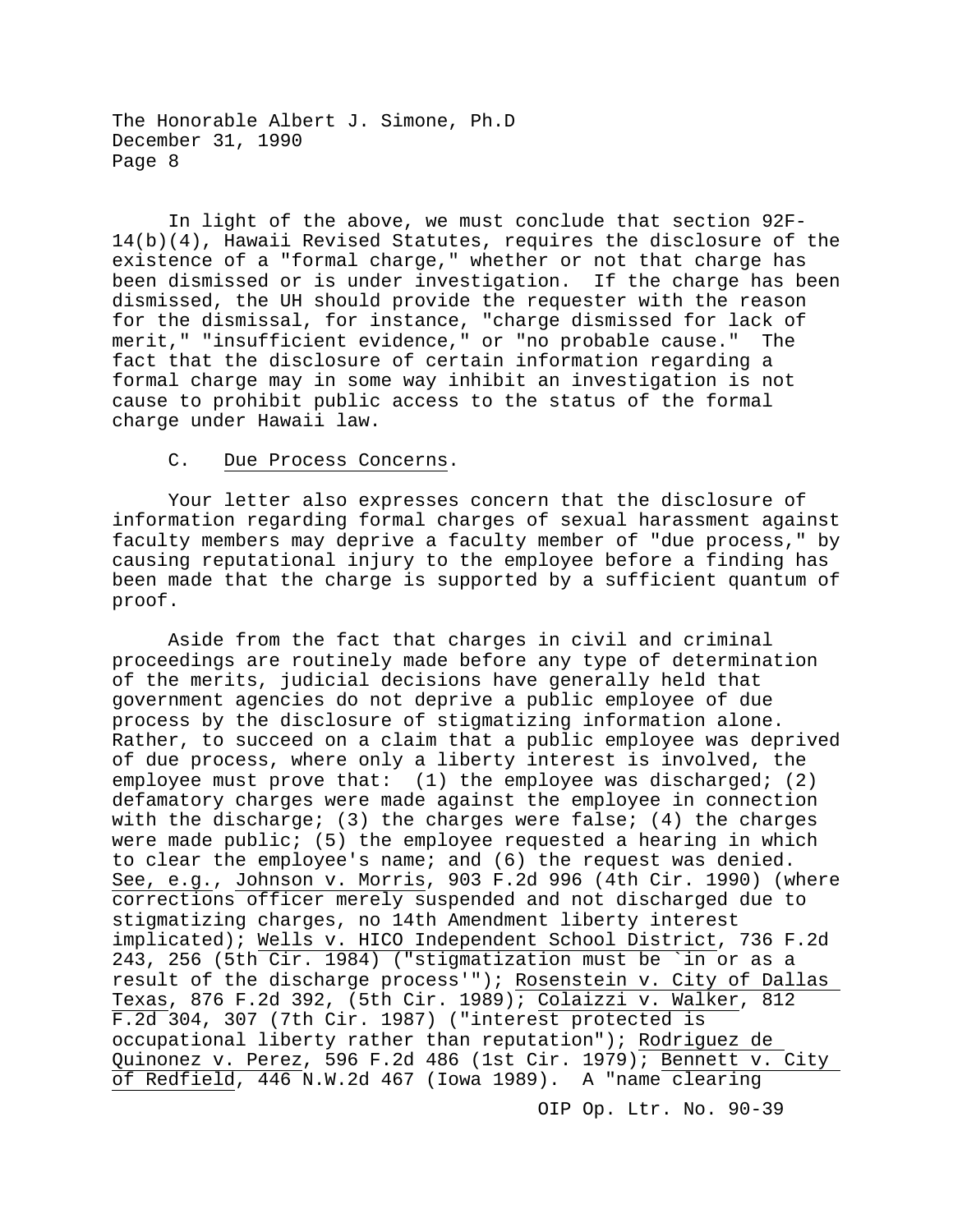In light of the above, we must conclude that section 92F-14(b)(4), Hawaii Revised Statutes, requires the disclosure of the existence of a "formal charge," whether or not that charge has been dismissed or is under investigation. If the charge has been dismissed, the UH should provide the requester with the reason for the dismissal, for instance, "charge dismissed for lack of merit," "insufficient evidence," or "no probable cause." The fact that the disclosure of certain information regarding a formal charge may in some way inhibit an investigation is not cause to prohibit public access to the status of the formal charge under Hawaii law.

C. Due Process Concerns.

Your letter also expresses concern that the disclosure of information regarding formal charges of sexual harassment against faculty members may deprive a faculty member of "due process," by causing reputational injury to the employee before a finding has been made that the charge is supported by a sufficient quantum of proof.

Aside from the fact that charges in civil and criminal proceedings are routinely made before any type of determination of the merits, judicial decisions have generally held that government agencies do not deprive a public employee of due process by the disclosure of stigmatizing information alone. Rather, to succeed on a claim that a public employee was deprived of due process, where only a liberty interest is involved, the employee must prove that: (1) the employee was discharged; (2) defamatory charges were made against the employee in connection with the discharge; (3) the charges were false; (4) the charges were made public; (5) the employee requested a hearing in which to clear the employee's name; and (6) the request was denied. See, e.g., Johnson v. Morris, 903 F.2d 996 (4th Cir. 1990) (where corrections officer merely suspended and not discharged due to stigmatizing charges, no 14th Amendment liberty interest implicated); Wells v. HICO Independent School District, 736 F.2d 243, 256 (5th Cir. 1984) ("stigmatization must be `in or as a result of the discharge process'"); Rosenstein v. City of Dallas Texas, 876 F.2d 392, (5th Cir. 1989); Colaizzi v. Walker, 812 F.2d 304, 307 (7th Cir. 1987) ("interest protected is occupational liberty rather than reputation"); Rodriguez de Quinonez v. Perez, 596 F.2d 486 (1st Cir. 1979); Bennett v. City of Redfield, 446 N.W.2d 467 (Iowa 1989). A "name clearing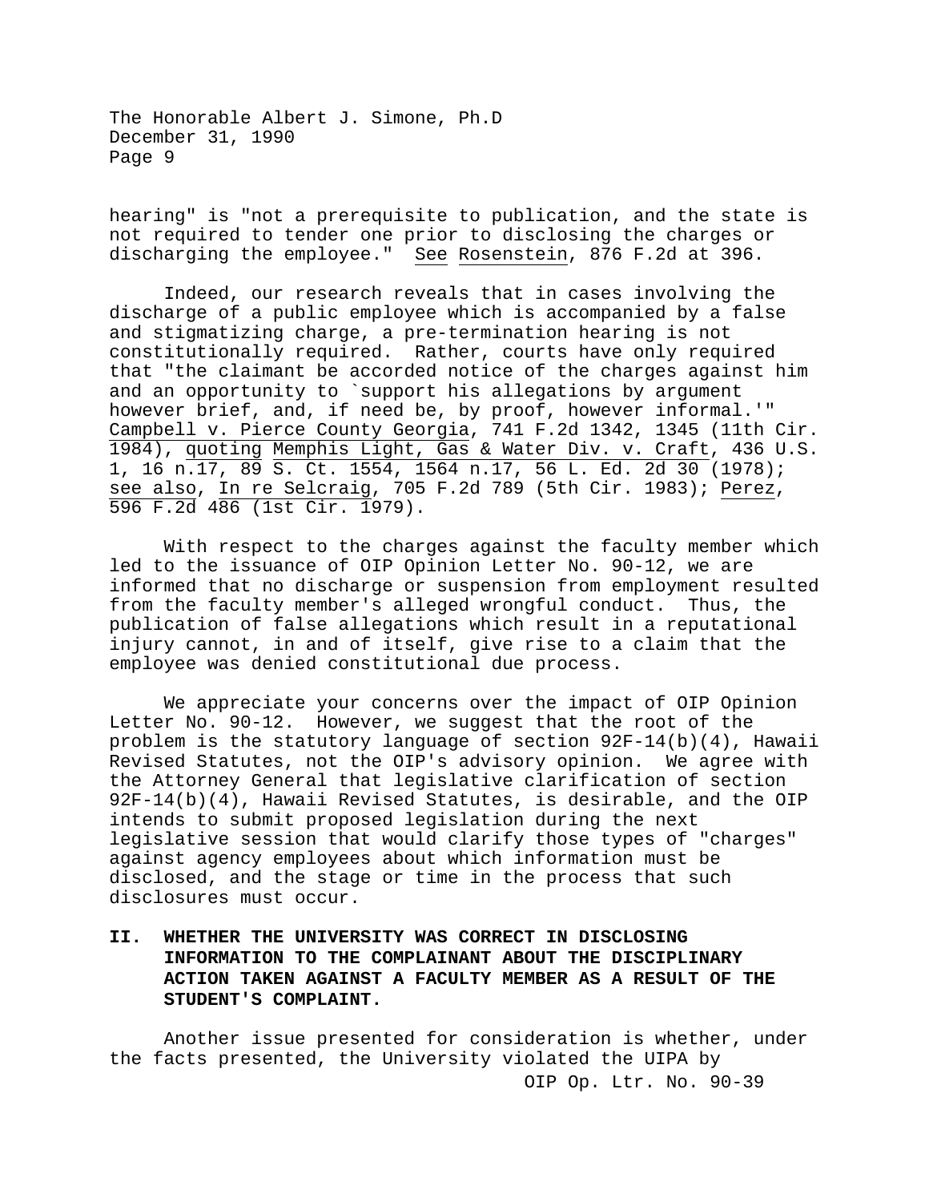hearing" is "not a prerequisite to publication, and the state is not required to tender one prior to disclosing the charges or discharging the employee." See Rosenstein, 876 F.2d at 396.

Indeed, our research reveals that in cases involving the discharge of a public employee which is accompanied by a false and stigmatizing charge, a pre-termination hearing is not constitutionally required. Rather, courts have only required that "the claimant be accorded notice of the charges against him and an opportunity to `support his allegations by argument however brief, and, if need be, by proof, however informal.'" Campbell v. Pierce County Georgia, 741 F.2d 1342, 1345 (11th Cir. 1984), quoting Memphis Light, Gas & Water Div. v. Craft, 436 U.S. 1, 16 n.17, 89 S. Ct. 1554, 1564 n.17, 56 L. Ed. 2d 30 (1978); see also, In re Selcraig, 705 F.2d 789 (5th Cir. 1983); Perez, 596 F.2d 486 (1st Cir. 1979).

With respect to the charges against the faculty member which led to the issuance of OIP Opinion Letter No. 90-12, we are informed that no discharge or suspension from employment resulted from the faculty member's alleged wrongful conduct. Thus, the publication of false allegations which result in a reputational injury cannot, in and of itself, give rise to a claim that the employee was denied constitutional due process.

We appreciate your concerns over the impact of OIP Opinion Letter No. 90-12. However, we suggest that the root of the problem is the statutory language of section 92F-14(b)(4), Hawaii Revised Statutes, not the OIP's advisory opinion. We agree with the Attorney General that legislative clarification of section 92F-14(b)(4), Hawaii Revised Statutes, is desirable, and the OIP intends to submit proposed legislation during the next legislative session that would clarify those types of "charges" against agency employees about which information must be disclosed, and the stage or time in the process that such disclosures must occur.

## II. WHETHER THE UNIVERSITY WAS CORRECT IN DISCLOSING INFORMATION TO THE COMPLAINANT ABOUT THE DISCIPLINARY ACTION TAKEN AGAINST A FACULTY MEMBER AS A RESULT OF THE STUDENT'S COMPLAINT.

Another issue presented for consideration is whether, under the facts presented, the University violated the UIPA by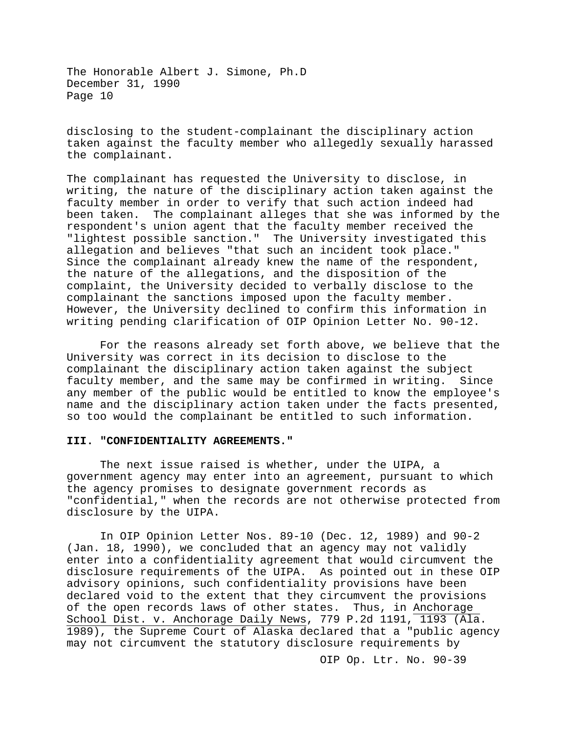disclosing to the student-complainant the disciplinary action taken against the faculty member who allegedly sexually harassed the complainant.

The complainant has requested the University to disclose, in writing, the nature of the disciplinary action taken against the faculty member in order to verify that such action indeed had been taken. The complainant alleges that she was informed by the respondent's union agent that the faculty member received the "lightest possible sanction." The University investigated this allegation and believes "that such an incident took place." Since the complainant already knew the name of the respondent, the nature of the allegations, and the disposition of the complaint, the University decided to verbally disclose to the complainant the sanctions imposed upon the faculty member. However, the University declined to confirm this information in writing pending clarification of OIP Opinion Letter No. 90-12.

For the reasons already set forth above, we believe that the University was correct in its decision to disclose to the complainant the disciplinary action taken against the subject faculty member, and the same may be confirmed in writing. Since any member of the public would be entitled to know the employee's name and the disciplinary action taken under the facts presented, so too would the complainant be entitled to such information.

**III. "CONFIDENTIALITY AGREEMENTS."**

The next issue raised is whether, under the UIPA, a government agency may enter into an agreement, pursuant to which the agency promises to designate government records as "confidential," when the records are not otherwise protected from disclosure by the UIPA.

In OIP Opinion Letter Nos. 89-10 (Dec. 12, 1989) and 90-2 (Jan. 18, 1990), we concluded that an agency may not validly enter into a confidentiality agreement that would circumvent the disclosure requirements of the UIPA. As pointed out in these OIP advisory opinions, such confidentiality provisions have been declared void to the extent that they circumvent the provisions of the open records laws of other states. Thus, in Anchorage School Dist. v. Anchorage Daily News, 779 P.2d 1191, 1193 (Ala. 1989), the Supreme Court of Alaska declared that a "public agency may not circumvent the statutory disclosure requirements by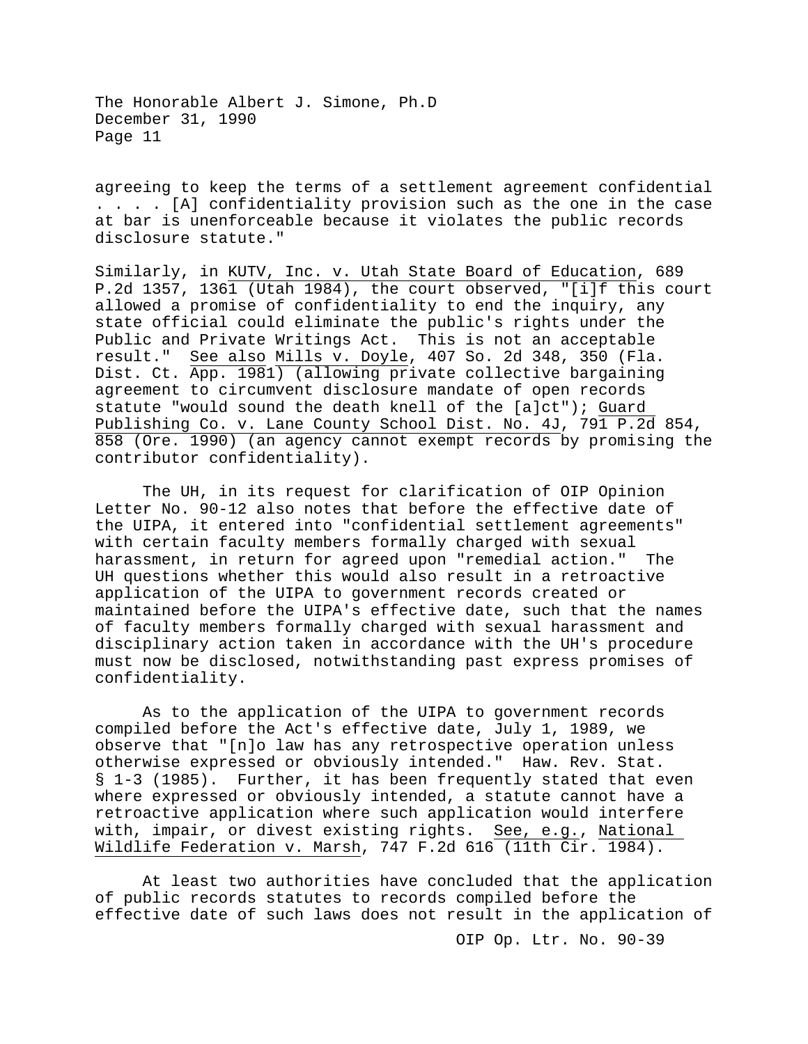agreeing to keep the terms of a settlement agreement confidential . . . . [A] confidentiality provision such as the one in the case at bar is unenforceable because it violates the public records disclosure statute."

Similarly, in KUTV, Inc. v. Utah State Board of Education, 689 P.2d 1357, 1361 (Utah 1984), the court observed, "[i]f this court allowed a promise of confidentiality to end the inquiry, any state official could eliminate the public's rights under the Public and Private Writings Act. This is not an acceptable result." See also Mills v. Doyle, 407 So. 2d 348, 350 (Fla. Dist. Ct. App. 1981) (allowing private collective bargaining agreement to circumvent disclosure mandate of open records statute "would sound the death knell of the [a]ct"); Guard Publishing Co. v. Lane County School Dist. No. 4J, 791 P.2d 854, 858 (Ore. 1990) (an agency cannot exempt records by promising the contributor confidentiality).

The UH, in its request for clarification of OIP Opinion Letter No. 90-12 also notes that before the effective date of the UIPA, it entered into "confidential settlement agreements" with certain faculty members formally charged with sexual harassment, in return for agreed upon "remedial action." The UH questions whether this would also result in a retroactive application of the UIPA to government records created or maintained before the UIPA's effective date, such that the names of faculty members formally charged with sexual harassment and disciplinary action taken in accordance with the UH's procedure must now be disclosed, notwithstanding past express promises of confidentiality.

As to the application of the UIPA to government records compiled before the Act's effective date, July 1, 1989, we observe that "[n]o law has any retrospective operation unless otherwise expressed or obviously intended." Haw. Rev. Stat. § 1-3 (1985). Further, it has been frequently stated that even where expressed or obviously intended, a statute cannot have a retroactive application where such application would interfere with, impair, or divest existing rights. See, e.g., National Wildlife Federation v. Marsh, 747 F.2d 616 (11th Cir. 1984).

At least two authorities have concluded that the application of public records statutes to records compiled before the effective date of such laws does not result in the application of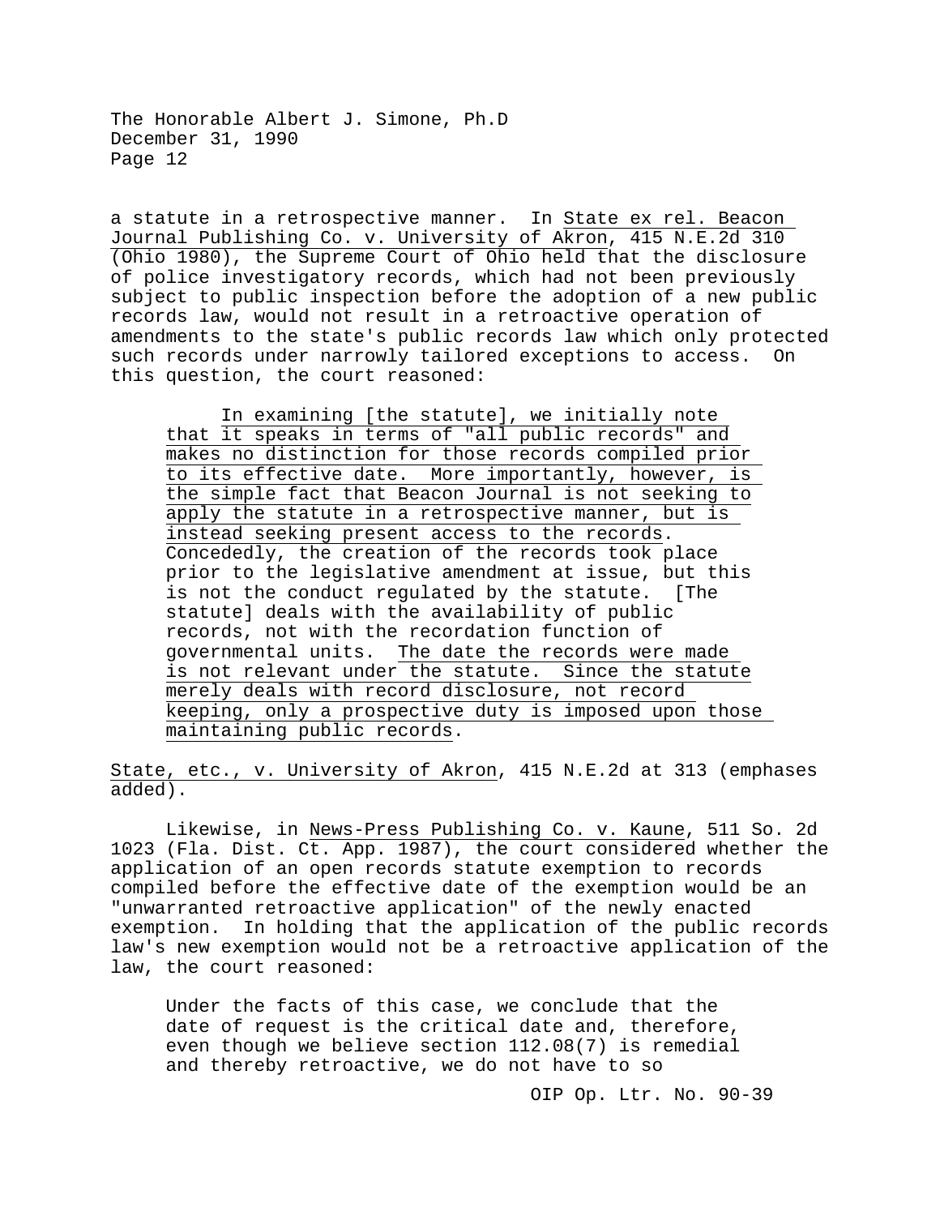a statute in a retrospective manner. In State ex rel. Beacon Journal Publishing Co. v. University of Akron, 415 N.E.2d 310 (Ohio 1980), the Supreme Court of Ohio held that the disclosure of police investigatory records, which had not been previously subject to public inspection before the adoption of a new public records law, would not result in a retroactive operation of amendments to the state's public records law which only protected such records under narrowly tailored exceptions to access. On this question, the court reasoned:

> In examining [the statute], we initially note that it speaks in terms of "all public records" and makes no distinction for those records compiled prior to its effective date. More importantly, however, is the simple fact that Beacon Journal is not seeking to apply the statute in a retrospective manner, but is instead seeking present access to the records. Concededly, the creation of the records took place prior to the legislative amendment at issue, but this is not the conduct regulated by the statute. [The statute] deals with the availability of public records, not with the recordation function of governmental units. The date the records were made is not relevant under the statute. Since the statute merely deals with record disclosure, not record keeping, only a prospective duty is imposed upon those maintaining public records.

State, etc., v. University of Akron, 415 N.E.2d at 313 (emphases added).

Likewise, in News-Press Publishing Co. v. Kaune, 511 So. 2d 1023 (Fla. Dist. Ct. App. 1987), the court considered whether the application of an open records statute exemption to records compiled before the effective date of the exemption would be an "unwarranted retroactive application" of the newly enacted exemption. In holding that the application of the public records law's new exemption would not be a retroactive application of the law, the court reasoned:

> Under the facts of this case, we conclude that the date of request is the critical date and, therefore, even though we believe section 112.08(7) is remedial and thereby retroactive, we do not have to so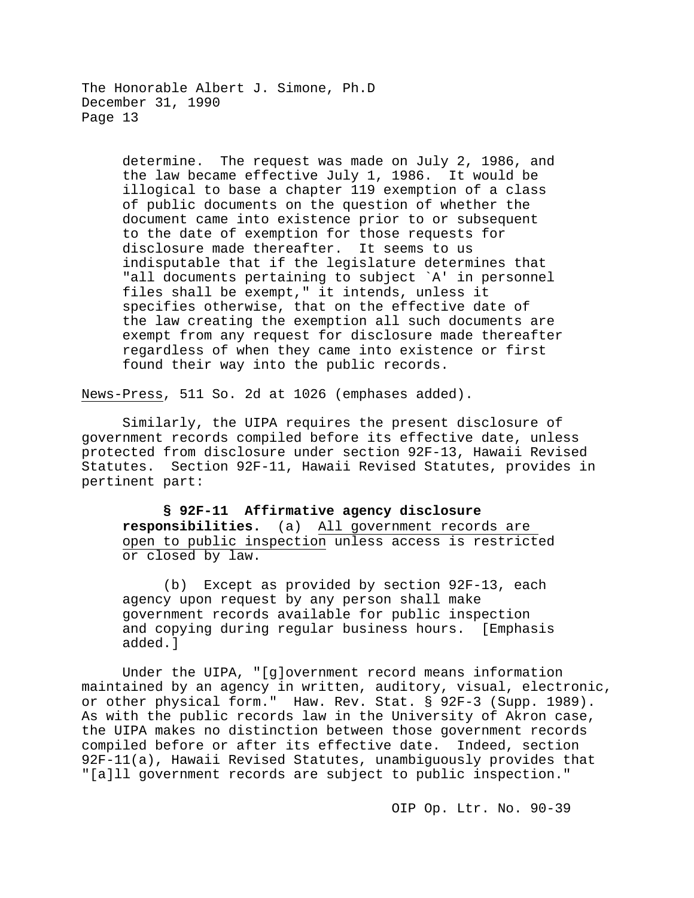> determine. The request was made on July 2, 1986, and the law became effective July 1, 1986. It would be illogical to base a chapter 119 exemption of a class of public documents on the question of whether the document came into existence prior to or subsequent to the date of exemption for those requests for disclosure made thereafter. It seems to us indisputable that if the legislature determines that "all documents pertaining to subject `A' in personnel files shall be exempt," it intends, unless it specifies otherwise, that on the effective date of the law creating the exemption all such documents are exempt from any request for disclosure made thereafter regardless of when they came into existence or first found their way into the public records.

News-Press, 511 So. 2d at 1026 (emphases added).

Similarly, the UIPA requires the present disclosure of government records compiled before its effective date, unless protected from disclosure under section 92F-13, Hawaii Revised Statutes. Section 92F-11, Hawaii Revised Statutes, provides in pertinent part:

> **§ 92F-11 Affirmative agency disclosure responsibilities.** (a) All government records are open to public inspection unless access is restricted or closed by law.
>
> (b) Except as provided by section 92F-13, each agency upon request by any person shall make government records available for public inspection and copying during regular business hours. [Emphasis added.]

Under the UIPA, "[g]overnment record means information maintained by an agency in written, auditory, visual, electronic, or other physical form." Haw. Rev. Stat. § 92F-3 (Supp. 1989). As with the public records law in the University of Akron case, the UIPA makes no distinction between those government records compiled before or after its effective date. Indeed, section 92F-11(a), Hawaii Revised Statutes, unambiguously provides that "[a]ll government records are subject to public inspection."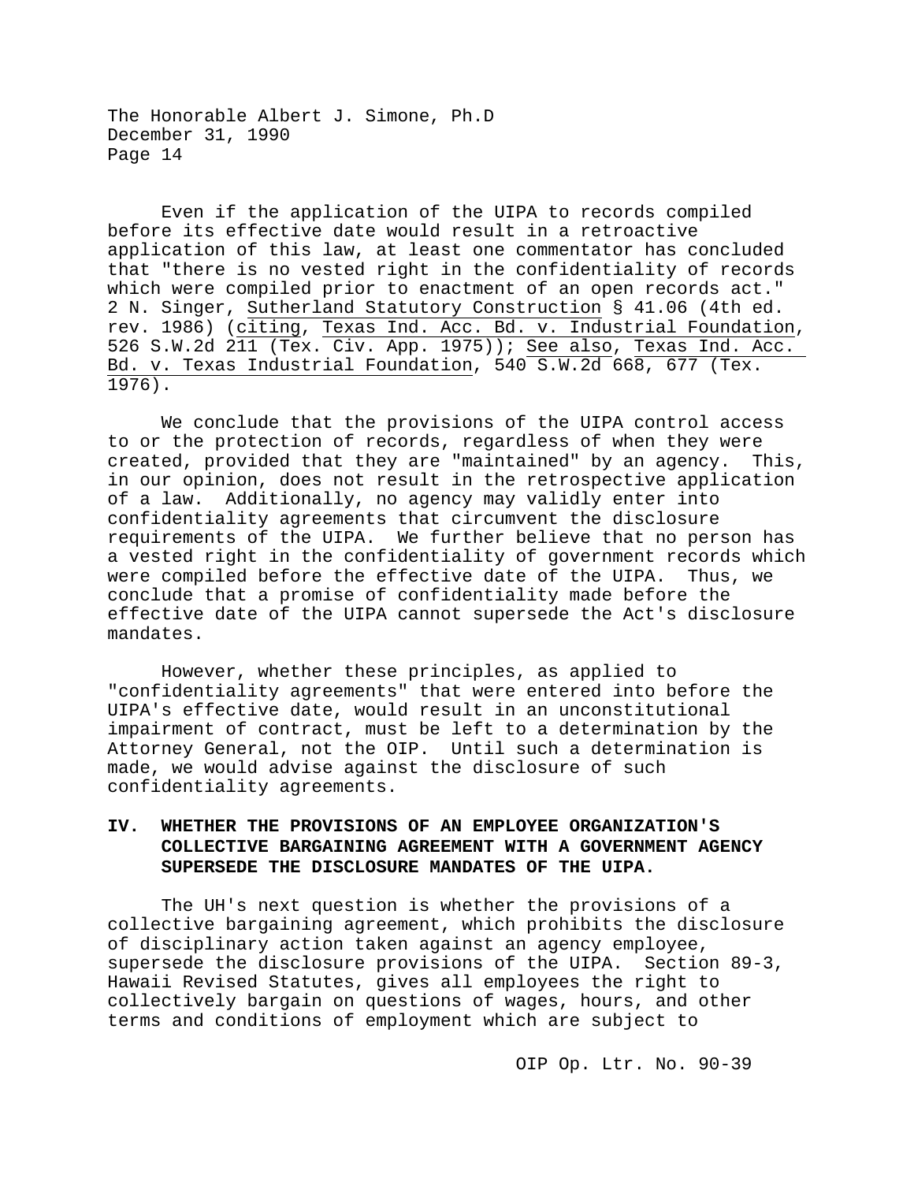Even if the application of the UIPA to records compiled before its effective date would result in a retroactive application of this law, at least one commentator has concluded that "there is no vested right in the confidentiality of records which were compiled prior to enactment of an open records act." 2 N. Singer, Sutherland Statutory Construction § 41.06 (4th ed. rev. 1986) (citing, Texas Ind. Acc. Bd. v. Industrial Foundation, 526 S.W.2d 211 (Tex. Civ. App. 1975)); See also, Texas Ind. Acc. Bd. v. Texas Industrial Foundation, 540 S.W.2d 668, 677 (Tex. 1976).

We conclude that the provisions of the UIPA control access to or the protection of records, regardless of when they were created, provided that they are "maintained" by an agency. This, in our opinion, does not result in the retrospective application of a law. Additionally, no agency may validly enter into confidentiality agreements that circumvent the disclosure requirements of the UIPA. We further believe that no person has a vested right in the confidentiality of government records which were compiled before the effective date of the UIPA. Thus, we conclude that a promise of confidentiality made before the effective date of the UIPA cannot supersede the Act's disclosure mandates.

However, whether these principles, as applied to "confidentiality agreements" that were entered into before the UIPA's effective date, would result in an unconstitutional impairment of contract, must be left to a determination by the Attorney General, not the OIP. Until such a determination is made, we would advise against the disclosure of such confidentiality agreements.

## IV. WHETHER THE PROVISIONS OF AN EMPLOYEE ORGANIZATION'S COLLECTIVE BARGAINING AGREEMENT WITH A GOVERNMENT AGENCY SUPERSEDE THE DISCLOSURE MANDATES OF THE UIPA.

The UH's next question is whether the provisions of a collective bargaining agreement, which prohibits the disclosure of disciplinary action taken against an agency employee, supersede the disclosure provisions of the UIPA. Section 89-3, Hawaii Revised Statutes, gives all employees the right to collectively bargain on questions of wages, hours, and other terms and conditions of employment which are subject to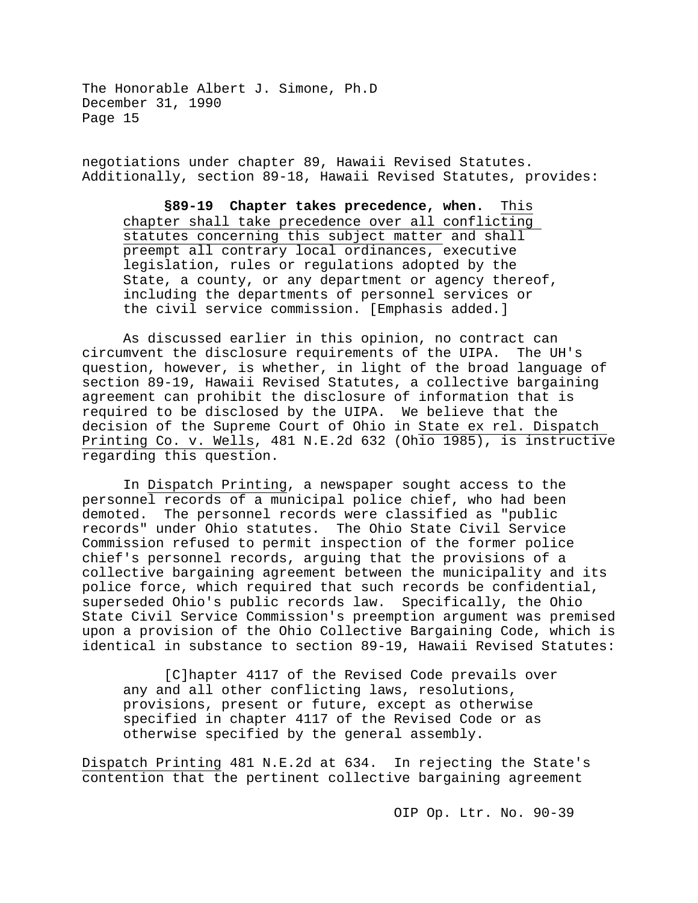negotiations under chapter 89, Hawaii Revised Statutes. Additionally, section 89-18, Hawaii Revised Statutes, provides:

> **§89-19 Chapter takes precedence, when.** This chapter shall take precedence over all conflicting statutes concerning this subject matter and shall preempt all contrary local ordinances, executive legislation, rules or regulations adopted by the State, a county, or any department or agency thereof, including the departments of personnel services or the civil service commission. [Emphasis added.]

As discussed earlier in this opinion, no contract can circumvent the disclosure requirements of the UIPA. The UH's question, however, is whether, in light of the broad language of section 89-19, Hawaii Revised Statutes, a collective bargaining agreement can prohibit the disclosure of information that is required to be disclosed by the UIPA. We believe that the decision of the Supreme Court of Ohio in State ex rel. Dispatch Printing Co. v. Wells, 481 N.E.2d 632 (Ohio 1985), is instructive regarding this question.

In Dispatch Printing, a newspaper sought access to the personnel records of a municipal police chief, who had been demoted. The personnel records were classified as "public records" under Ohio statutes. The Ohio State Civil Service Commission refused to permit inspection of the former police chief's personnel records, arguing that the provisions of a collective bargaining agreement between the municipality and its police force, which required that such records be confidential, superseded Ohio's public records law. Specifically, the Ohio State Civil Service Commission's preemption argument was premised upon a provision of the Ohio Collective Bargaining Code, which is identical in substance to section 89-19, Hawaii Revised Statutes:

> [C]hapter 4117 of the Revised Code prevails over any and all other conflicting laws, resolutions, provisions, present or future, except as otherwise specified in chapter 4117 of the Revised Code or as otherwise specified by the general assembly.

Dispatch Printing 481 N.E.2d at 634. In rejecting the State's contention that the pertinent collective bargaining agreement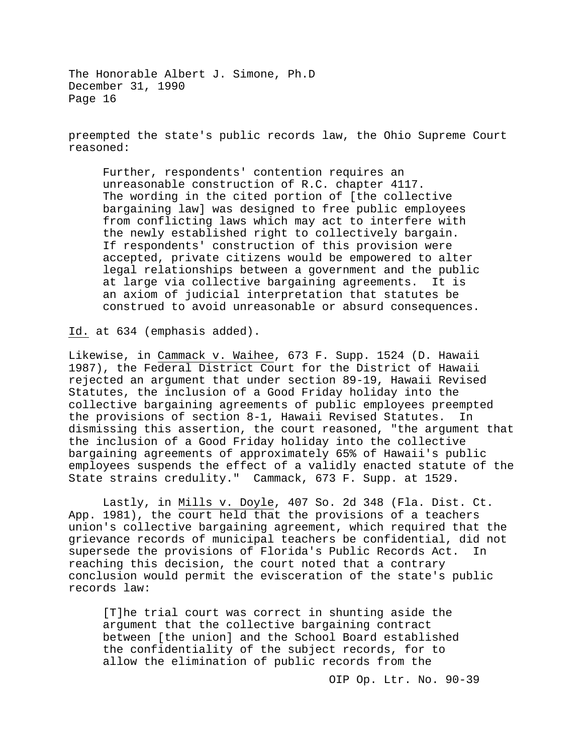preempted the state's public records law, the Ohio Supreme Court reasoned:

> Further, respondents' contention requires an unreasonable construction of R.C. chapter 4117. The wording in the cited portion of [the collective bargaining law] was designed to free public employees from conflicting laws which may act to interfere with the newly established right to collectively bargain. If respondents' construction of this provision were accepted, private citizens would be empowered to alter legal relationships between a government and the public at large via collective bargaining agreements. It is an axiom of judicial interpretation that statutes be construed to avoid unreasonable or absurd consequences.

Id. at 634 (emphasis added).

Likewise, in Cammack v. Waihee, 673 F. Supp. 1524 (D. Hawaii 1987), the Federal District Court for the District of Hawaii rejected an argument that under section 89-19, Hawaii Revised Statutes, the inclusion of a Good Friday holiday into the collective bargaining agreements of public employees preempted the provisions of section 8-1, Hawaii Revised Statutes. In dismissing this assertion, the court reasoned, "the argument that the inclusion of a Good Friday holiday into the collective bargaining agreements of approximately 65% of Hawaii's public employees suspends the effect of a validly enacted statute of the State strains credulity." Cammack, 673 F. Supp. at 1529.

Lastly, in Mills v. Doyle, 407 So. 2d 348 (Fla. Dist. Ct. App. 1981), the court held that the provisions of a teachers union's collective bargaining agreement, which required that the grievance records of municipal teachers be confidential, did not supersede the provisions of Florida's Public Records Act. In reaching this decision, the court noted that a contrary conclusion would permit the evisceration of the state's public records law:

> [T]he trial court was correct in shunting aside the argument that the collective bargaining contract between [the union] and the School Board established the confidentiality of the subject records, for to allow the elimination of public records from the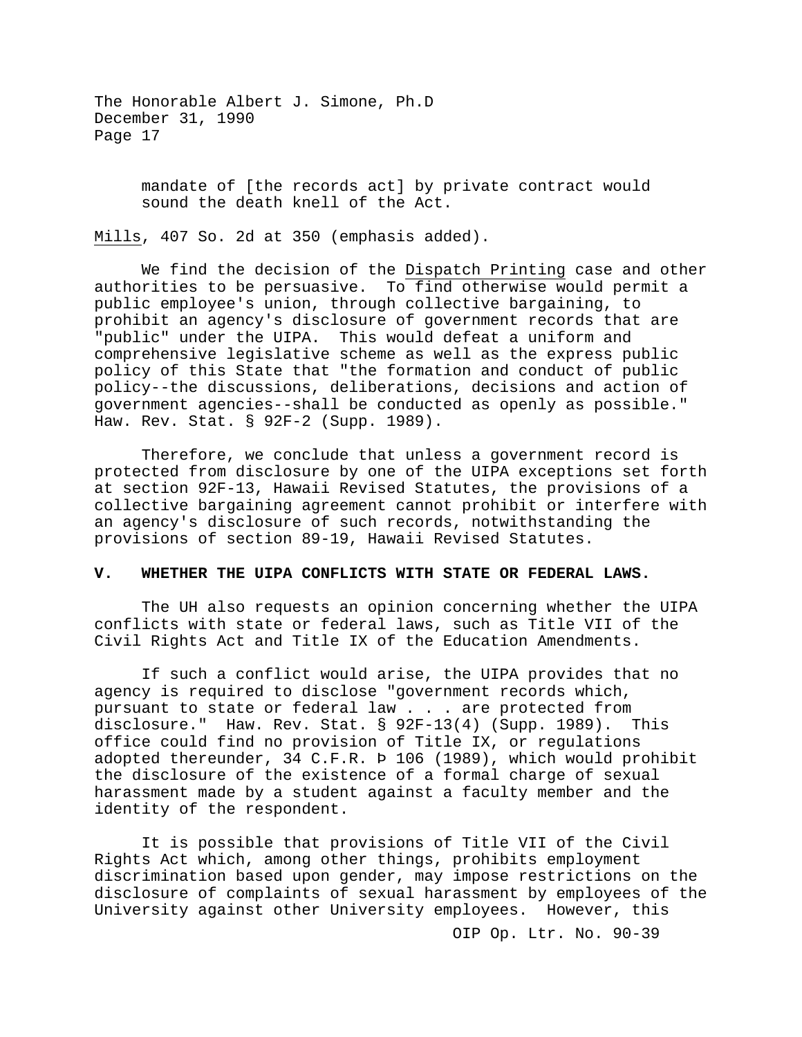mandate of [the records act] by private contract would sound the death knell of the Act.

Mills, 407 So. 2d at 350 (emphasis added).

We find the decision of the Dispatch Printing case and other authorities to be persuasive. To find otherwise would permit a public employee's union, through collective bargaining, to prohibit an agency's disclosure of government records that are "public" under the UIPA. This would defeat a uniform and comprehensive legislative scheme as well as the express public policy of this State that "the formation and conduct of public policy--the discussions, deliberations, decisions and action of government agencies--shall be conducted as openly as possible." Haw. Rev. Stat. § 92F-2 (Supp. 1989).

Therefore, we conclude that unless a government record is protected from disclosure by one of the UIPA exceptions set forth at section 92F-13, Hawaii Revised Statutes, the provisions of a collective bargaining agreement cannot prohibit or interfere with an agency's disclosure of such records, notwithstanding the provisions of section 89-19, Hawaii Revised Statutes.

## V. WHETHER THE UIPA CONFLICTS WITH STATE OR FEDERAL LAWS.

The UH also requests an opinion concerning whether the UIPA conflicts with state or federal laws, such as Title VII of the Civil Rights Act and Title IX of the Education Amendments.

If such a conflict would arise, the UIPA provides that no agency is required to disclose "government records which, pursuant to state or federal law . . . are protected from disclosure." Haw. Rev. Stat. § 92F-13(4) (Supp. 1989). This office could find no provision of Title IX, or regulations adopted thereunder, 34 C.F.R. Þ 106 (1989), which would prohibit the disclosure of the existence of a formal charge of sexual harassment made by a student against a faculty member and the identity of the respondent.

It is possible that provisions of Title VII of the Civil Rights Act which, among other things, prohibits employment discrimination based upon gender, may impose restrictions on the disclosure of complaints of sexual harassment by employees of the University against other University employees. However, this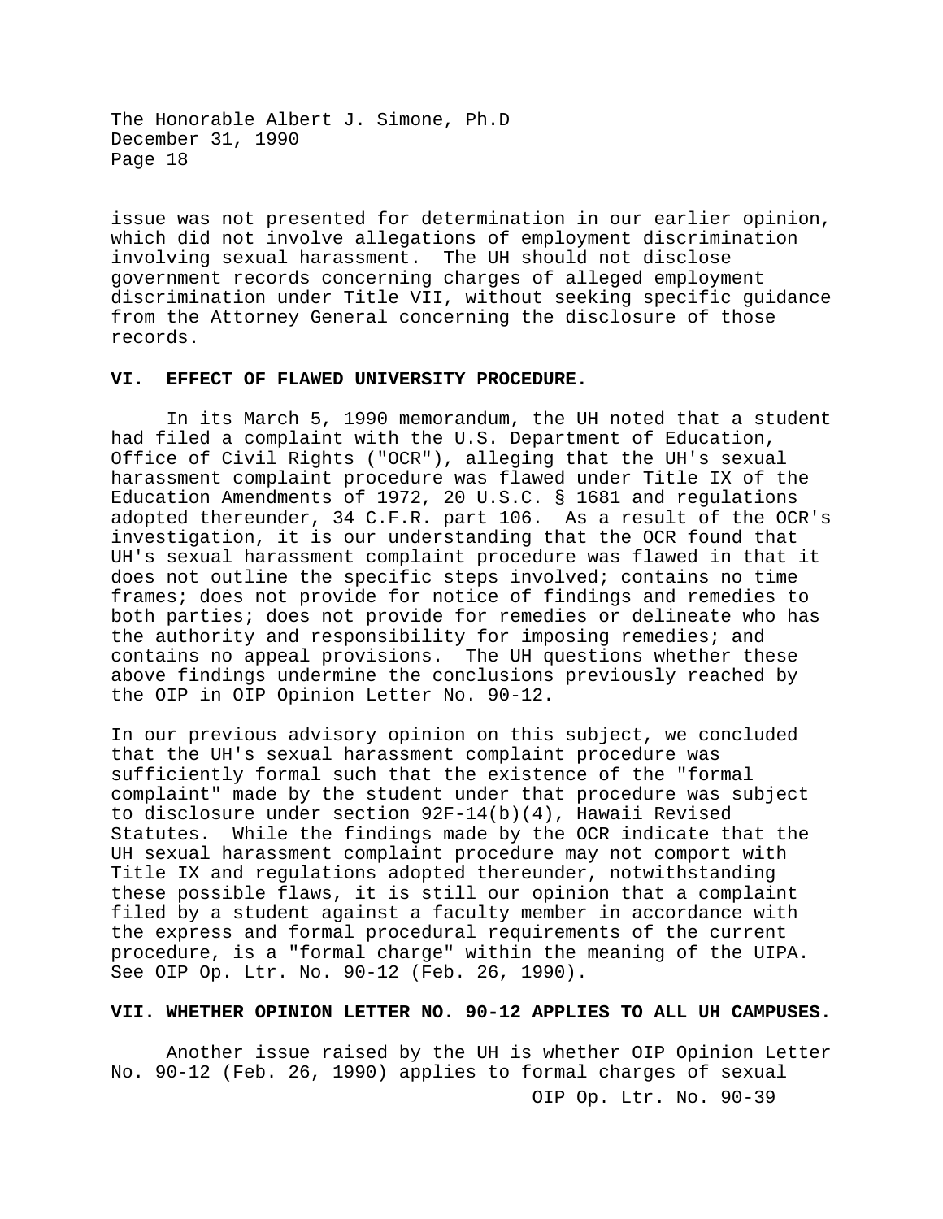issue was not presented for determination in our earlier opinion, which did not involve allegations of employment discrimination involving sexual harassment. The UH should not disclose government records concerning charges of alleged employment discrimination under Title VII, without seeking specific guidance from the Attorney General concerning the disclosure of those records.

## VI. EFFECT OF FLAWED UNIVERSITY PROCEDURE.

In its March 5, 1990 memorandum, the UH noted that a student had filed a complaint with the U.S. Department of Education, Office of Civil Rights ("OCR"), alleging that the UH's sexual harassment complaint procedure was flawed under Title IX of the Education Amendments of 1972, 20 U.S.C. § 1681 and regulations adopted thereunder, 34 C.F.R. part 106. As a result of the OCR's investigation, it is our understanding that the OCR found that UH's sexual harassment complaint procedure was flawed in that it does not outline the specific steps involved; contains no time frames; does not provide for notice of findings and remedies to both parties; does not provide for remedies or delineate who has the authority and responsibility for imposing remedies; and contains no appeal provisions. The UH questions whether these above findings undermine the conclusions previously reached by the OIP in OIP Opinion Letter No. 90-12.

In our previous advisory opinion on this subject, we concluded that the UH's sexual harassment complaint procedure was sufficiently formal such that the existence of the "formal complaint" made by the student under that procedure was subject to disclosure under section 92F-14(b)(4), Hawaii Revised Statutes. While the findings made by the OCR indicate that the UH sexual harassment complaint procedure may not comport with Title IX and regulations adopted thereunder, notwithstanding these possible flaws, it is still our opinion that a complaint filed by a student against a faculty member in accordance with the express and formal procedural requirements of the current procedure, is a "formal charge" within the meaning of the UIPA. See OIP Op. Ltr. No. 90-12 (Feb. 26, 1990).

## VII. WHETHER OPINION LETTER NO. 90-12 APPLIES TO ALL UH CAMPUSES.

Another issue raised by the UH is whether OIP Opinion Letter No. 90-12 (Feb. 26, 1990) applies to formal charges of sexual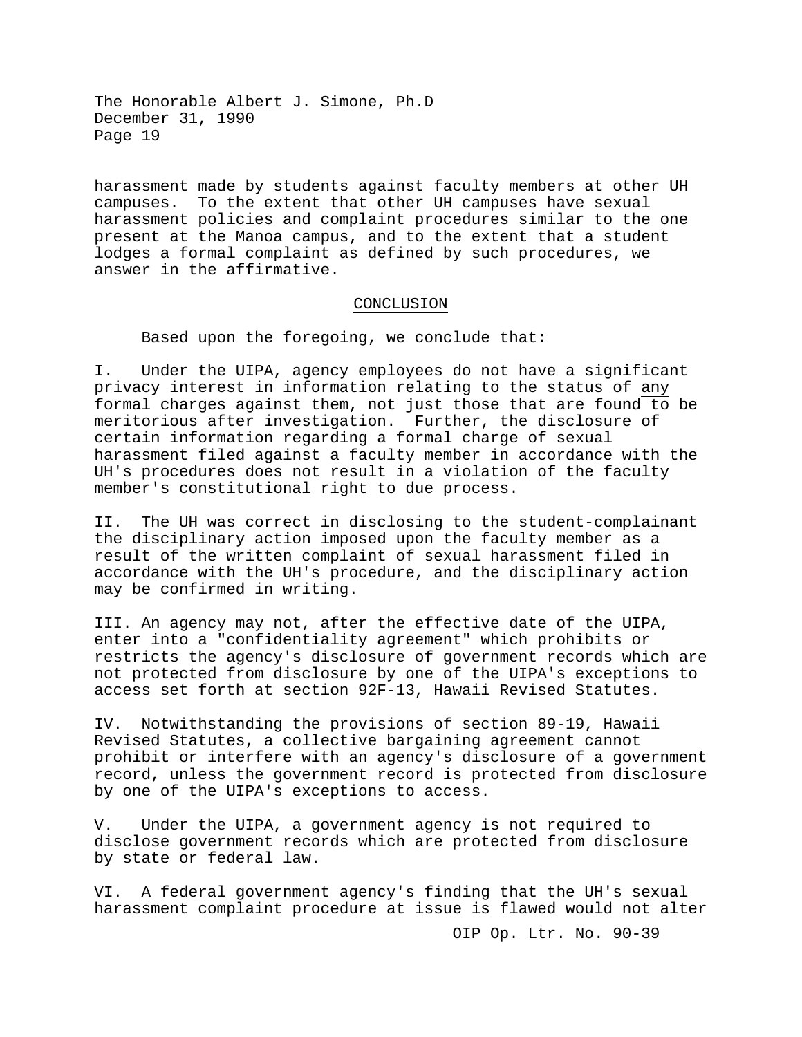harassment made by students against faculty members at other UH campuses. To the extent that other UH campuses have sexual harassment policies and complaint procedures similar to the one present at the Manoa campus, and to the extent that a student lodges a formal complaint as defined by such procedures, we answer in the affirmative.

## CONCLUSION

Based upon the foregoing, we conclude that:

I. Under the UIPA, agency employees do not have a significant privacy interest in information relating to the status of <u>any</u> formal charges against them, not just those that are found to be meritorious after investigation. Further, the disclosure of certain information regarding a formal charge of sexual harassment filed against a faculty member in accordance with the UH's procedures does not result in a violation of the faculty member's constitutional right to due process.

II. The UH was correct in disclosing to the student-complainant the disciplinary action imposed upon the faculty member as a result of the written complaint of sexual harassment filed in accordance with the UH's procedure, and the disciplinary action may be confirmed in writing.

III. An agency may not, after the effective date of the UIPA, enter into a "confidentiality agreement" which prohibits or restricts the agency's disclosure of government records which are not protected from disclosure by one of the UIPA's exceptions to access set forth at section 92F-13, Hawaii Revised Statutes.

IV. Notwithstanding the provisions of section 89-19, Hawaii Revised Statutes, a collective bargaining agreement cannot prohibit or interfere with an agency's disclosure of a government record, unless the government record is protected from disclosure by one of the UIPA's exceptions to access.

V. Under the UIPA, a government agency is not required to disclose government records which are protected from disclosure by state or federal law.

VI. A federal government agency's finding that the UH's sexual harassment complaint procedure at issue is flawed would not alter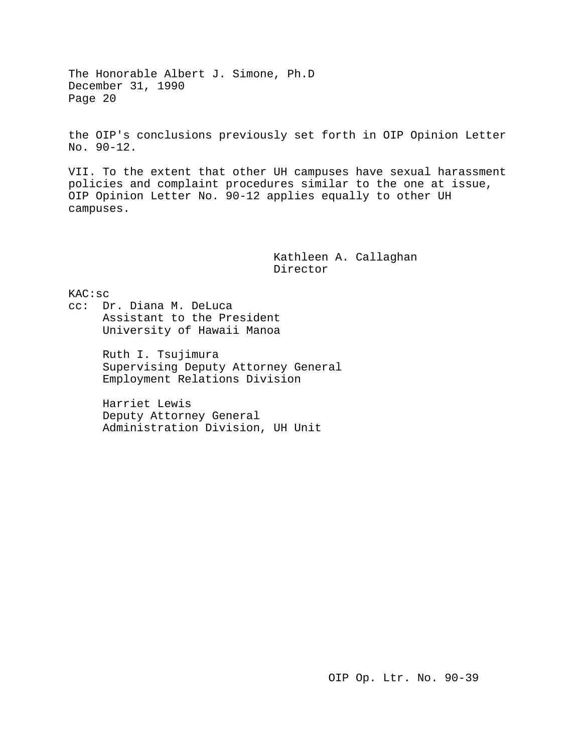the OIP's conclusions previously set forth in OIP Opinion Letter No. 90-12.

VII. To the extent that other UH campuses have sexual harassment policies and complaint procedures similar to the one at issue, OIP Opinion Letter No. 90-12 applies equally to other UH campuses.

Kathleen A. Callaghan
Director

KAC:sc
cc: Dr. Diana M. DeLuca
Assistant to the President
University of Hawaii Manoa

Ruth I. Tsujimura
Supervising Deputy Attorney General
Employment Relations Division

Harriet Lewis
Deputy Attorney General
Administration Division, UH Unit